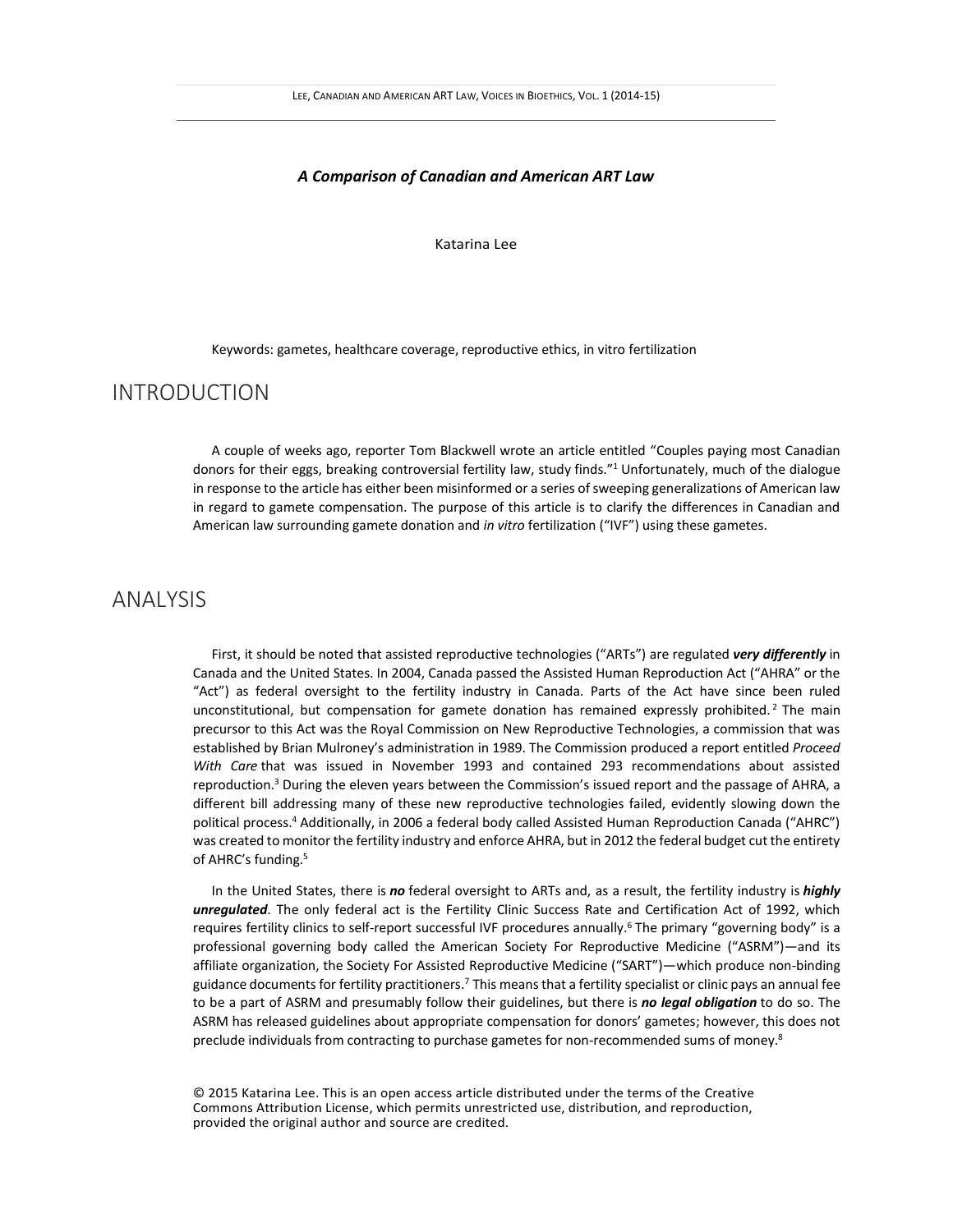# *A Comparison of Canadian and American ART Law*

Katarina Lee

Keywords: gametes, healthcare coverage, reproductive ethics, in vitro fertilization

## INTRODUCTION

A couple of weeks ago, reporter Tom Blackwell wrote an article entitled "Couples paying most Canadian donors for their eggs, breaking controversial fertility law, study finds."[1] Unfortunately, much of the dialogue in response to the article has either been misinformed or a series of sweeping generalizations of American law in regard to gamete compensation. The purpose of this article is to clarify the differences in Canadian and American law surrounding gamete donation and *in vitro* fertilization ("IVF") using these gametes.

## ANALYSIS

First, it should be noted that assisted reproductive technologies ("ARTs") are regulated ***very differently*** in Canada and the United States. In 2004, Canada passed the Assisted Human Reproduction Act ("AHRA" or the "Act") as federal oversight to the fertility industry in Canada. Parts of the Act have since been ruled unconstitutional, but compensation for gamete donation has remained expressly prohibited.[2] The main precursor to this Act was the Royal Commission on New Reproductive Technologies, a commission that was established by Brian Mulroney's administration in 1989. The Commission produced a report entitled *Proceed With Care* that was issued in November 1993 and contained 293 recommendations about assisted reproduction.[3] During the eleven years between the Commission's issued report and the passage of AHRA, a different bill addressing many of these new reproductive technologies failed, evidently slowing down the political process.[4] Additionally, in 2006 a federal body called Assisted Human Reproduction Canada ("AHRC") was created to monitor the fertility industry and enforce AHRA, but in 2012 the federal budget cut the entirety of AHRC's funding.[5]

In the United States, there is ***no*** federal oversight to ARTs and, as a result, the fertility industry is ***highly unregulated***. The only federal act is the Fertility Clinic Success Rate and Certification Act of 1992, which requires fertility clinics to self-report successful IVF procedures annually.[6] The primary "governing body" is a professional governing body called the American Society For Reproductive Medicine ("ASRM")—and its affiliate organization, the Society For Assisted Reproductive Medicine ("SART")—which produce non-binding guidance documents for fertility practitioners.[7] This means that a fertility specialist or clinic pays an annual fee to be a part of ASRM and presumably follow their guidelines, but there is ***no legal obligation*** to do so. The ASRM has released guidelines about appropriate compensation for donors' gametes; however, this does not preclude individuals from contracting to purchase gametes for non-recommended sums of money.[8]

© 2015 Katarina Lee. This is an open access article distributed under the terms of the Creative Commons Attribution License, which permits unrestricted use, distribution, and reproduction, provided the original author and source are credited.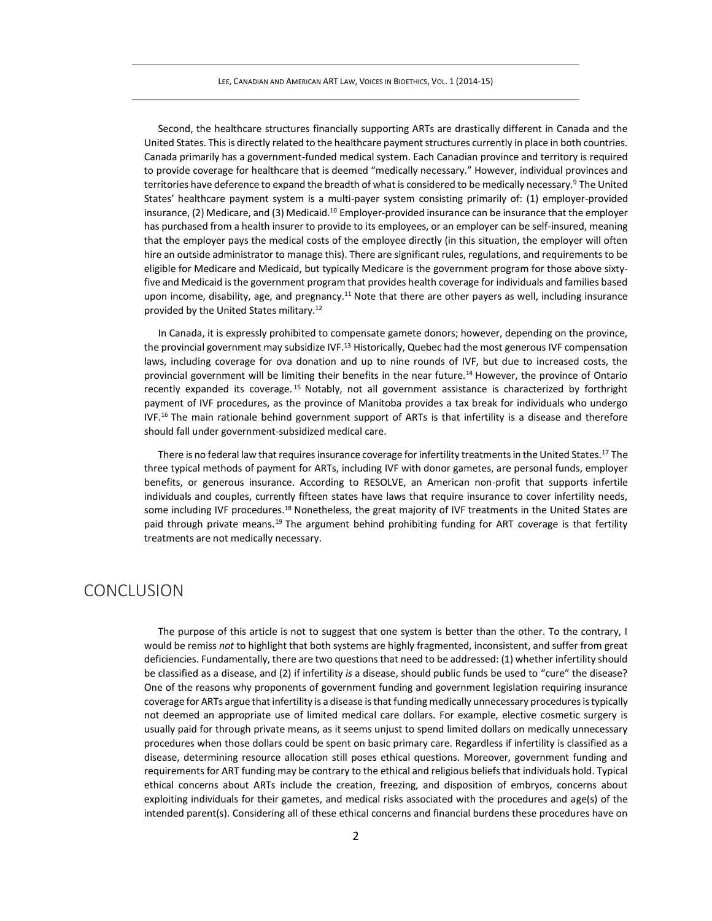Second, the healthcare structures financially supporting ARTs are drastically different in Canada and the United States. This is directly related to the healthcare payment structures currently in place in both countries. Canada primarily has a government-funded medical system. Each Canadian province and territory is required to provide coverage for healthcare that is deemed "medically necessary." However, individual provinces and territories have deference to expand the breadth of what is considered to be medically necessary.[9] The United States' healthcare payment system is a multi-payer system consisting primarily of: (1) employer-provided insurance, (2) Medicare, and (3) Medicaid.[10] Employer-provided insurance can be insurance that the employer has purchased from a health insurer to provide to its employees, or an employer can be self-insured, meaning that the employer pays the medical costs of the employee directly (in this situation, the employer will often hire an outside administrator to manage this). There are significant rules, regulations, and requirements to be eligible for Medicare and Medicaid, but typically Medicare is the government program for those above sixty-five and Medicaid is the government program that provides health coverage for individuals and families based upon income, disability, age, and pregnancy.[11] Note that there are other payers as well, including insurance provided by the United States military.[12]

In Canada, it is expressly prohibited to compensate gamete donors; however, depending on the province, the provincial government may subsidize IVF.[13] Historically, Quebec had the most generous IVF compensation laws, including coverage for ova donation and up to nine rounds of IVF, but due to increased costs, the provincial government will be limiting their benefits in the near future.[14] However, the province of Ontario recently expanded its coverage.[15] Notably, not all government assistance is characterized by forthright payment of IVF procedures, as the province of Manitoba provides a tax break for individuals who undergo IVF.[16] The main rationale behind government support of ARTs is that infertility is a disease and therefore should fall under government-subsidized medical care.

There is no federal law that requires insurance coverage for infertility treatments in the United States.[17] The three typical methods of payment for ARTs, including IVF with donor gametes, are personal funds, employer benefits, or generous insurance. According to RESOLVE, an American non-profit that supports infertile individuals and couples, currently fifteen states have laws that require insurance to cover infertility needs, some including IVF procedures.[18] Nonetheless, the great majority of IVF treatments in the United States are paid through private means.[19] The argument behind prohibiting funding for ART coverage is that fertility treatments are not medically necessary.

## CONCLUSION

The purpose of this article is not to suggest that one system is better than the other. To the contrary, I would be remiss *not* to highlight that both systems are highly fragmented, inconsistent, and suffer from great deficiencies. Fundamentally, there are two questions that need to be addressed: (1) whether infertility should be classified as a disease, and (2) if infertility *is* a disease, should public funds be used to "cure" the disease? One of the reasons why proponents of government funding and government legislation requiring insurance coverage for ARTs argue that infertility is a disease is that funding medically unnecessary procedures is typically not deemed an appropriate use of limited medical care dollars. For example, elective cosmetic surgery is usually paid for through private means, as it seems unjust to spend limited dollars on medically unnecessary procedures when those dollars could be spent on basic primary care. Regardless if infertility is classified as a disease, determining resource allocation still poses ethical questions. Moreover, government funding and requirements for ART funding may be contrary to the ethical and religious beliefs that individuals hold. Typical ethical concerns about ARTs include the creation, freezing, and disposition of embryos, concerns about exploiting individuals for their gametes, and medical risks associated with the procedures and age(s) of the intended parent(s). Considering all of these ethical concerns and financial burdens these procedures have on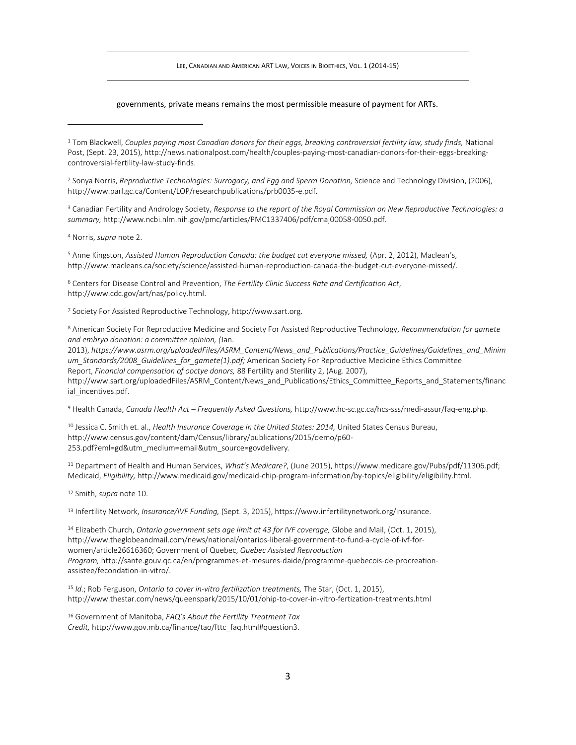governments, private means remains the most permissible measure of payment for ARTs.

---

[1] Tom Blackwell, *Couples paying most Canadian donors for their eggs, breaking controversial fertility law, study finds,* National Post, (Sept. 23, 2015), http://news.nationalpost.com/health/couples-paying-most-canadian-donors-for-their-eggs-breaking-controversial-fertility-law-study-finds.

[2] Sonya Norris, *Reproductive Technologies: Surrogacy, and Egg and Sperm Donation,* Science and Technology Division, (2006), http://www.parl.gc.ca/Content/LOP/researchpublications/prb0035-e.pdf.

[3] Canadian Fertility and Andrology Society, *Response to the report of the Royal Commission on New Reproductive Technologies: a summary,* http://www.ncbi.nlm.nih.gov/pmc/articles/PMC1337406/pdf/cmaj00058-0050.pdf.

[4] Norris, *supra* note 2.

[5] Anne Kingston, *Assisted Human Reproduction Canada: the budget cut everyone missed,* (Apr. 2, 2012), Maclean's, http://www.macleans.ca/society/science/assisted-human-reproduction-canada-the-budget-cut-everyone-missed/.

[6] Centers for Disease Control and Prevention, *The Fertility Clinic Success Rate and Certification Act*, http://www.cdc.gov/art/nas/policy.html.

[7] Society For Assisted Reproductive Technology, http://www.sart.org.

[8] American Society For Reproductive Medicine and Society For Assisted Reproductive Technology, *Recommendation for gamete and embryo donation: a committee opinion, (*Jan. 2013), *https://www.asrm.org/uploadedFiles/ASRM_Content/News_and_Publications/Practice_Guidelines/Guidelines_and_Minimum_Standards/2008_Guidelines_for_gamete(1).pdf;* American Society For Reproductive Medicine Ethics Committee Report, *Financial compensation of ooctye donors,* 88 Fertility and Sterility 2, (Aug. 2007), http://www.sart.org/uploadedFiles/ASRM_Content/News_and_Publications/Ethics_Committee_Reports_and_Statements/financial_incentives.pdf.

[9] Health Canada, *Canada Health Act – Frequently Asked Questions,* http://www.hc-sc.gc.ca/hcs-sss/medi-assur/faq-eng.php.

[10] Jessica C. Smith et. al., *Health Insurance Coverage in the United States: 2014,* United States Census Bureau, http://www.census.gov/content/dam/Census/library/publications/2015/demo/p60-253.pdf?eml=gd&utm_medium=email&utm_source=govdelivery.

[11] Department of Health and Human Services, *What's Medicare?*, (June 2015), https://www.medicare.gov/Pubs/pdf/11306.pdf; Medicaid, *Eligibility,* http://www.medicaid.gov/medicaid-chip-program-information/by-topics/eligibility/eligibility.html.

[12] Smith, *supra* note 10.

[13] Infertility Network, *Insurance/IVF Funding,* (Sept. 3, 2015), https://www.infertilitynetwork.org/insurance.

[14] Elizabeth Church, *Ontario government sets age limit at 43 for IVF coverage,* Globe and Mail, (Oct. 1, 2015), http://www.theglobeandmail.com/news/national/ontarios-liberal-government-to-fund-a-cycle-of-ivf-for-women/article26616360; Government of Quebec, *Quebec Assisted Reproduction Program,* http://sante.gouv.qc.ca/en/programmes-et-mesures-daide/programme-quebecois-de-procreation-assistee/fecondation-in-vitro/.

[15] *Id.*; Rob Ferguson, *Ontario to cover in-vitro fertilization treatments,* The Star, (Oct. 1, 2015), http://www.thestar.com/news/queenspark/2015/10/01/ohip-to-cover-in-vitro-fertization-treatments.html

[16] Government of Manitoba, *FAQ's About the Fertility Treatment Tax Credit,* http://www.gov.mb.ca/finance/tao/fttc_faq.html#question3.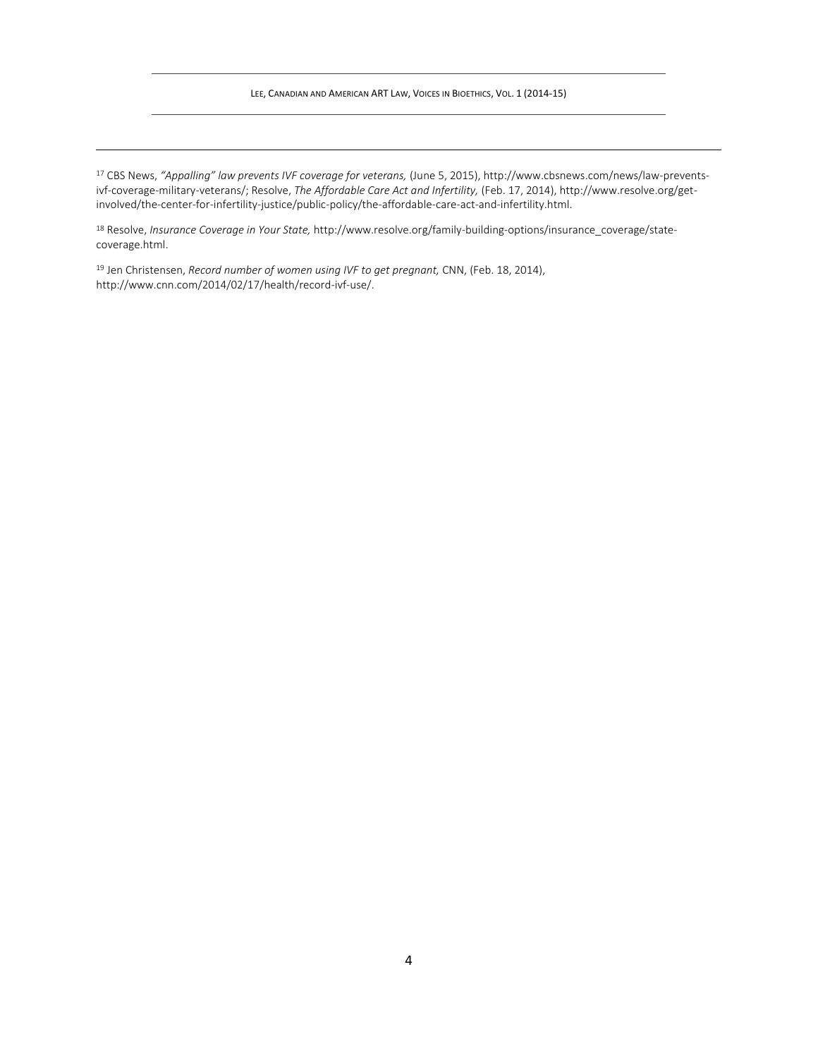[17] CBS News, *"Appalling" law prevents IVF coverage for veterans,* (June 5, 2015), http://www.cbsnews.com/news/law-prevents-ivf-coverage-military-veterans/; Resolve, *The Affordable Care Act and Infertility,* (Feb. 17, 2014), http://www.resolve.org/get-involved/the-center-for-infertility-justice/public-policy/the-affordable-care-act-and-infertility.html.

[18] Resolve, *Insurance Coverage in Your State,* http://www.resolve.org/family-building-options/insurance_coverage/state-coverage.html.

[19] Jen Christensen, *Record number of women using IVF to get pregnant,* CNN, (Feb. 18, 2014), http://www.cnn.com/2014/02/17/health/record-ivf-use/.